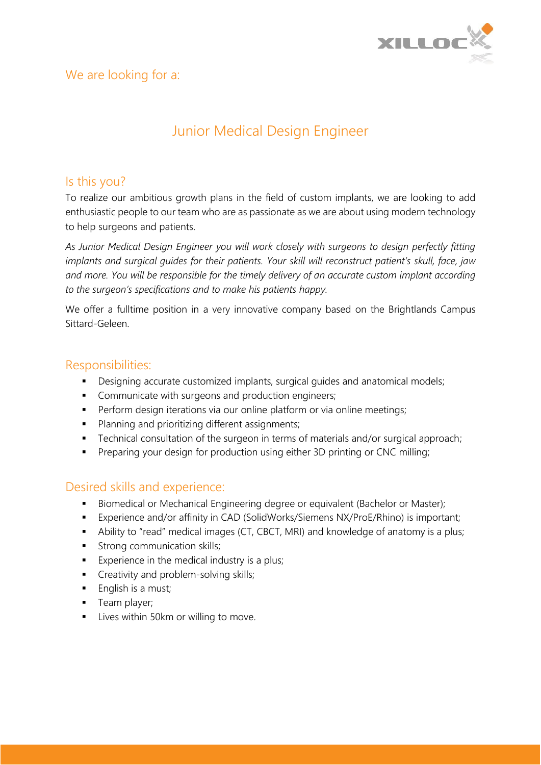We are looking for a:

# Junior Medical Design Engineer

## Is this you?

To realize our ambitious growth plans in the field of custom implants, we are looking to add enthusiastic people to our team who are as passionate as we are about using modern technology to help surgeons and patients.

*As Junior Medical Design Engineer you will work closely with surgeons to design perfectly fitting implants and surgical guides for their patients. Your skill will reconstruct patient's skull, face, jaw and more. You will be responsible for the timely delivery of an accurate custom implant according to the surgeon's specifications and to make his patients happy.*

We offer a fulltime position in a very innovative company based on the Brightlands Campus Sittard-Geleen.

## Responsibilities:

- Designing accurate customized implants, surgical guides and anatomical models;
- Communicate with surgeons and production engineers;
- Perform design iterations via our online platform or via online meetings;
- Planning and prioritizing different assignments;
- Technical consultation of the surgeon in terms of materials and/or surgical approach;
- Preparing your design for production using either 3D printing or CNC milling;

## Desired skills and experience:

- Biomedical or Mechanical Engineering degree or equivalent (Bachelor or Master);
- Experience and/or affinity in CAD (SolidWorks/Siemens NX/ProE/Rhino) is important;
- Ability to "read" medical images (CT, CBCT, MRI) and knowledge of anatomy is a plus;
- Strong communication skills;
- Experience in the medical industry is a plus;
- Creativity and problem-solving skills;
- English is a must;
- Team player;
- Lives within 50km or willing to move.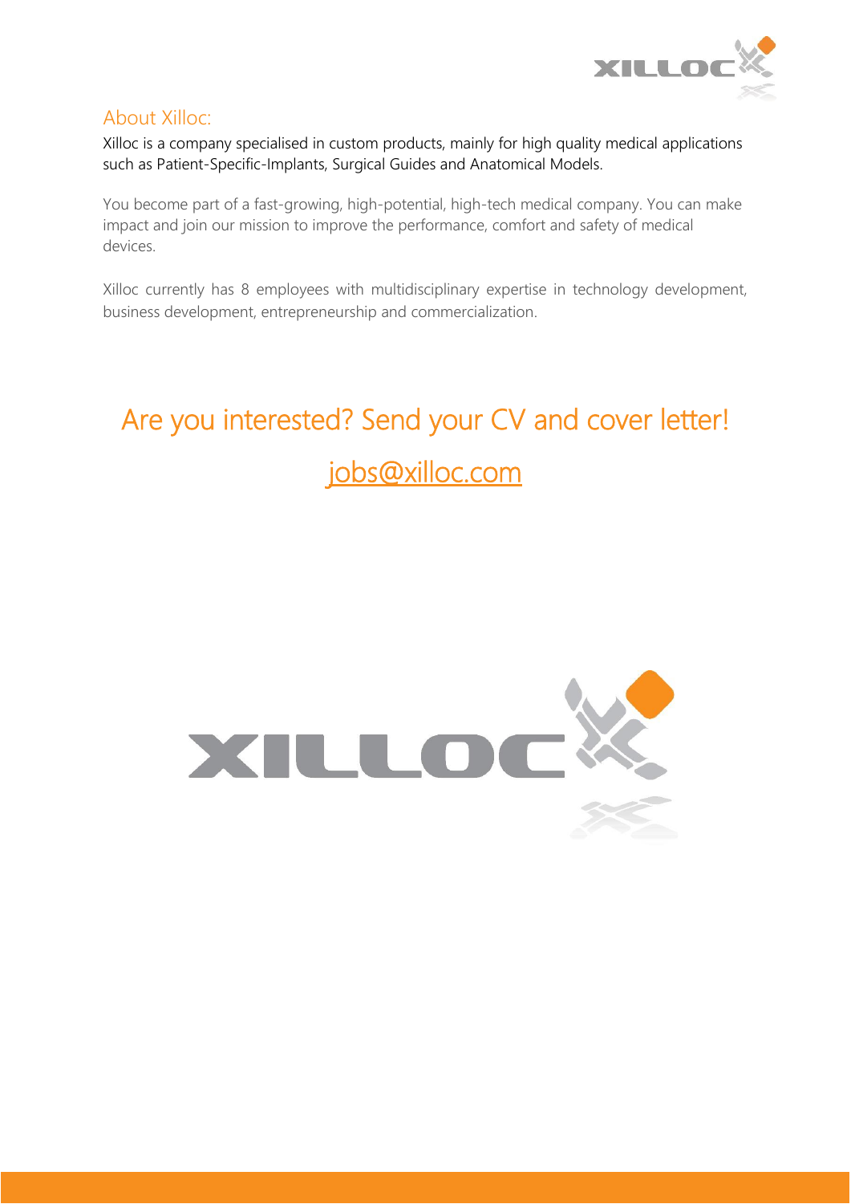## About Xilloc:

Xilloc is a company specialised in custom products, mainly for high quality medical applications such as Patient-Specific-Implants, Surgical Guides and Anatomical Models.

You become part of a fast-growing, high-potential, high-tech medical company. You can make impact and join our mission to improve the performance, comfort and safety of medical devices.

Xilloc currently has 8 employees with multidisciplinary expertise in technology development, business development, entrepreneurship and commercialization.

# Are you interested? Send your CV and cover letter!

[jobs@xilloc.com](mailto:jobs@xilloc.com)